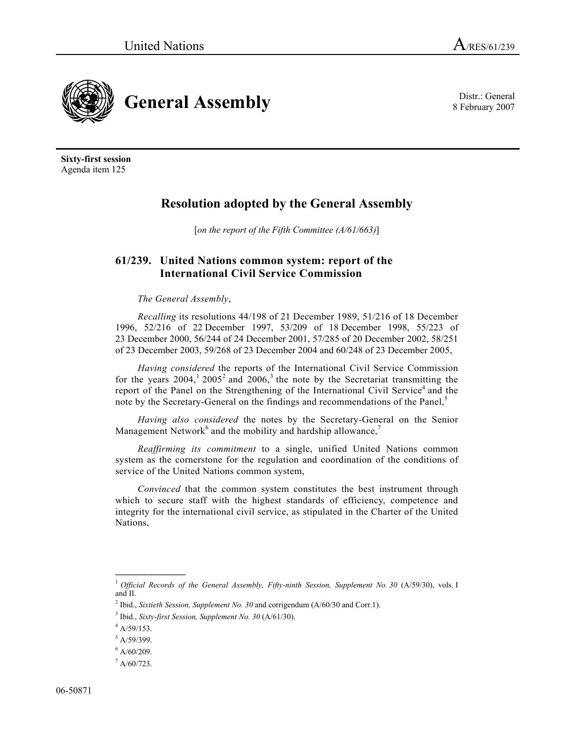United Nations A/RES/61/239

# General Assembly

Distr.: General
8 February 2007

**Sixty-first session**
Agenda item 125

## Resolution adopted by the General Assembly

[*on the report of the Fifth Committee (A/61/663)*]

### 61/239. United Nations common system: report of the International Civil Service Commission

*The General Assembly*,

*Recalling* its resolutions 44/198 of 21 December 1989, 51/216 of 18 December 1996, 52/216 of 22 December 1997, 53/209 of 18 December 1998, 55/223 of 23 December 2000, 56/244 of 24 December 2001, 57/285 of 20 December 2002, 58/251 of 23 December 2003, 59/268 of 23 December 2004 and 60/248 of 23 December 2005,

*Having considered* the reports of the International Civil Service Commission for the years 2004,[1] 2005[2] and 2006,[3] the note by the Secretariat transmitting the report of the Panel on the Strengthening of the International Civil Service[4] and the note by the Secretary-General on the findings and recommendations of the Panel,[5]

*Having also considered* the notes by the Secretary-General on the Senior Management Network[6] and the mobility and hardship allowance,[7]

*Reaffirming its commitment* to a single, unified United Nations common system as the cornerstone for the regulation and coordination of the conditions of service of the United Nations common system,

*Convinced* that the common system constitutes the best instrument through which to secure staff with the highest standards of efficiency, competence and integrity for the international civil service, as stipulated in the Charter of the United Nations,

---

[1] *Official Records of the General Assembly, Fifty-ninth Session, Supplement No. 30* (A/59/30), vols. I and II.

[2] Ibid., *Sixtieth Session, Supplement No. 30* and corrigendum (A/60/30 and Corr.1).

[3] Ibid., *Sixty-first Session, Supplement No. 30* (A/61/30).

[4] A/59/153.

[5] A/59/399.

[6] A/60/209.

[7] A/60/723.

06-50871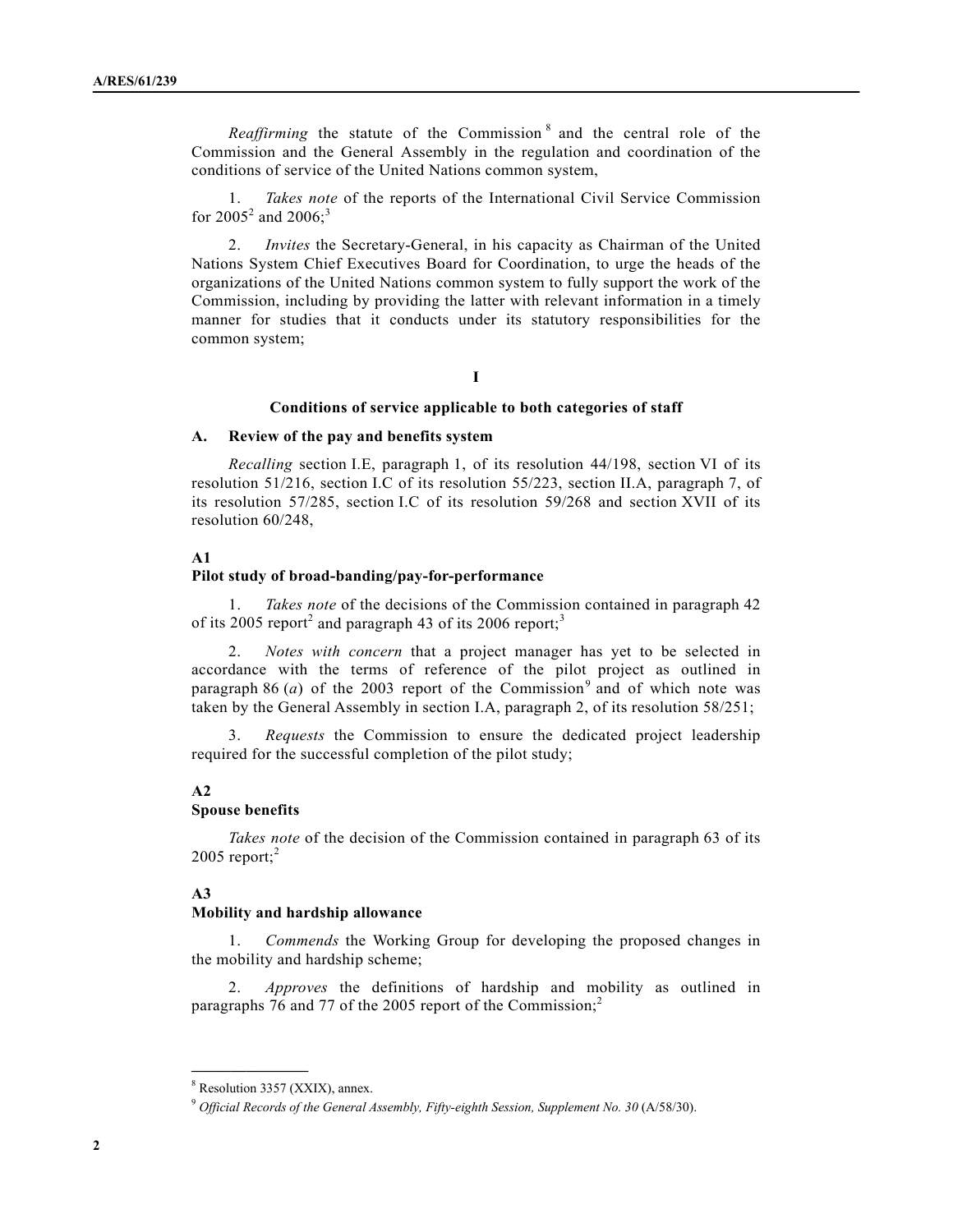*Reaffirming* the statute of the Commission[8] and the central role of the Commission and the General Assembly in the regulation and coordination of the conditions of service of the United Nations common system,

1. *Takes note* of the reports of the International Civil Service Commission for 2005[2] and 2006;[3]

2. *Invites* the Secretary-General, in his capacity as Chairman of the United Nations System Chief Executives Board for Coordination, to urge the heads of the organizations of the United Nations common system to fully support the work of the Commission, including by providing the latter with relevant information in a timely manner for studies that it conducts under its statutory responsibilities for the common system;

## I

### Conditions of service applicable to both categories of staff

### A. Review of the pay and benefits system

*Recalling* section I.E, paragraph 1, of its resolution 44/198, section VI of its resolution 51/216, section I.C of its resolution 55/223, section II.A, paragraph 7, of its resolution 57/285, section I.C of its resolution 59/268 and section XVII of its resolution 60/248,

#### A1
#### Pilot study of broad-banding/pay-for-performance

1. *Takes note* of the decisions of the Commission contained in paragraph 42 of its 2005 report[2] and paragraph 43 of its 2006 report;[3]

2. *Notes with concern* that a project manager has yet to be selected in accordance with the terms of reference of the pilot project as outlined in paragraph 86 (*a*) of the 2003 report of the Commission[9] and of which note was taken by the General Assembly in section I.A, paragraph 2, of its resolution 58/251;

3. *Requests* the Commission to ensure the dedicated project leadership required for the successful completion of the pilot study;

#### A2
#### Spouse benefits

*Takes note* of the decision of the Commission contained in paragraph 63 of its 2005 report;[2]

#### A3
#### Mobility and hardship allowance

1. *Commends* the Working Group for developing the proposed changes in the mobility and hardship scheme;

2. *Approves* the definitions of hardship and mobility as outlined in paragraphs 76 and 77 of the 2005 report of the Commission;[2]

---

[8] Resolution 3357 (XXIX), annex.

[9] *Official Records of the General Assembly, Fifty-eighth Session, Supplement No. 30* (A/58/30).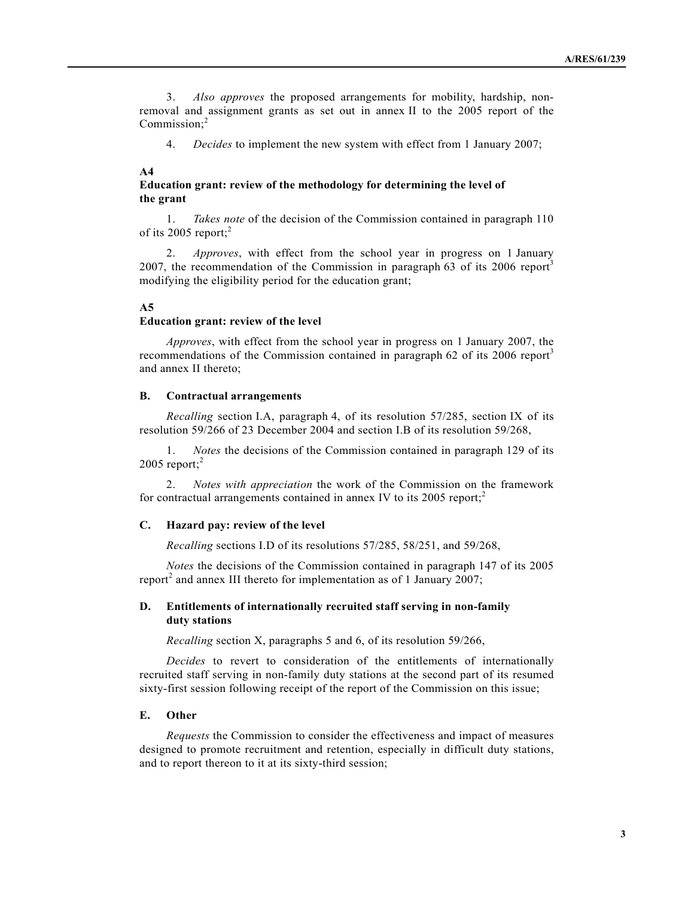3. *Also approves* the proposed arrangements for mobility, hardship, non-removal and assignment grants as set out in annex II to the 2005 report of the Commission;[2]

4. *Decides* to implement the new system with effect from 1 January 2007;

**A4**

**Education grant: review of the methodology for determining the level of the grant**

1. *Takes note* of the decision of the Commission contained in paragraph 110 of its 2005 report;[2]

2. *Approves*, with effect from the school year in progress on 1 January 2007, the recommendation of the Commission in paragraph 63 of its 2006 report[3] modifying the eligibility period for the education grant;

**A5**

**Education grant: review of the level**

*Approves*, with effect from the school year in progress on 1 January 2007, the recommendations of the Commission contained in paragraph 62 of its 2006 report[3] and annex II thereto;

## B. Contractual arrangements

*Recalling* section I.A, paragraph 4, of its resolution 57/285, section IX of its resolution 59/266 of 23 December 2004 and section I.B of its resolution 59/268,

1. *Notes* the decisions of the Commission contained in paragraph 129 of its 2005 report;[2]

2. *Notes with appreciation* the work of the Commission on the framework for contractual arrangements contained in annex IV to its 2005 report;[2]

## C. Hazard pay: review of the level

*Recalling* sections I.D of its resolutions 57/285, 58/251, and 59/268,

*Notes* the decisions of the Commission contained in paragraph 147 of its 2005 report[2] and annex III thereto for implementation as of 1 January 2007;

## D. Entitlements of internationally recruited staff serving in non-family duty stations

*Recalling* section X, paragraphs 5 and 6, of its resolution 59/266,

*Decides* to revert to consideration of the entitlements of internationally recruited staff serving in non-family duty stations at the second part of its resumed sixty-first session following receipt of the report of the Commission on this issue;

## E. Other

*Requests* the Commission to consider the effectiveness and impact of measures designed to promote recruitment and retention, especially in difficult duty stations, and to report thereon to it at its sixty-third session;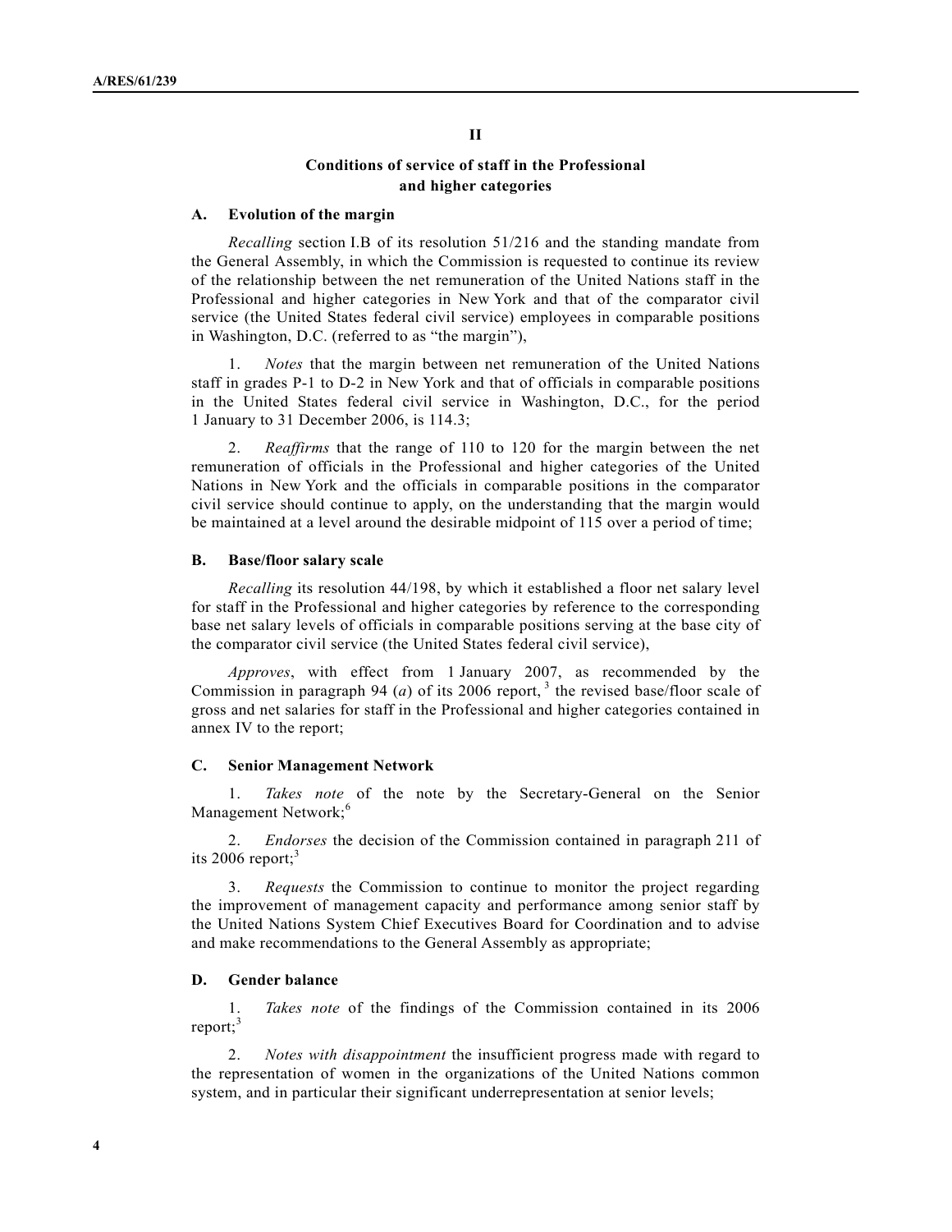## II

### Conditions of service of staff in the Professional and higher categories

#### A. Evolution of the margin

*Recalling* section I.B of its resolution 51/216 and the standing mandate from the General Assembly, in which the Commission is requested to continue its review of the relationship between the net remuneration of the United Nations staff in the Professional and higher categories in New York and that of the comparator civil service (the United States federal civil service) employees in comparable positions in Washington, D.C. (referred to as "the margin"),

1. *Notes* that the margin between net remuneration of the United Nations staff in grades P-1 to D-2 in New York and that of officials in comparable positions in the United States federal civil service in Washington, D.C., for the period 1 January to 31 December 2006, is 114.3;

2. *Reaffirms* that the range of 110 to 120 for the margin between the net remuneration of officials in the Professional and higher categories of the United Nations in New York and the officials in comparable positions in the comparator civil service should continue to apply, on the understanding that the margin would be maintained at a level around the desirable midpoint of 115 over a period of time;

#### B. Base/floor salary scale

*Recalling* its resolution 44/198, by which it established a floor net salary level for staff in the Professional and higher categories by reference to the corresponding base net salary levels of officials in comparable positions serving at the base city of the comparator civil service (the United States federal civil service),

*Approves*, with effect from 1 January 2007, as recommended by the Commission in paragraph 94 (*a*) of its 2006 report,[3] the revised base/floor scale of gross and net salaries for staff in the Professional and higher categories contained in annex IV to the report;

#### C. Senior Management Network

1. *Takes note* of the note by the Secretary-General on the Senior Management Network;[6]

2. *Endorses* the decision of the Commission contained in paragraph 211 of its 2006 report;[3]

3. *Requests* the Commission to continue to monitor the project regarding the improvement of management capacity and performance among senior staff by the United Nations System Chief Executives Board for Coordination and to advise and make recommendations to the General Assembly as appropriate;

#### D. Gender balance

1. *Takes note* of the findings of the Commission contained in its 2006 report;[3]

2. *Notes with disappointment* the insufficient progress made with regard to the representation of women in the organizations of the United Nations common system, and in particular their significant underrepresentation at senior levels;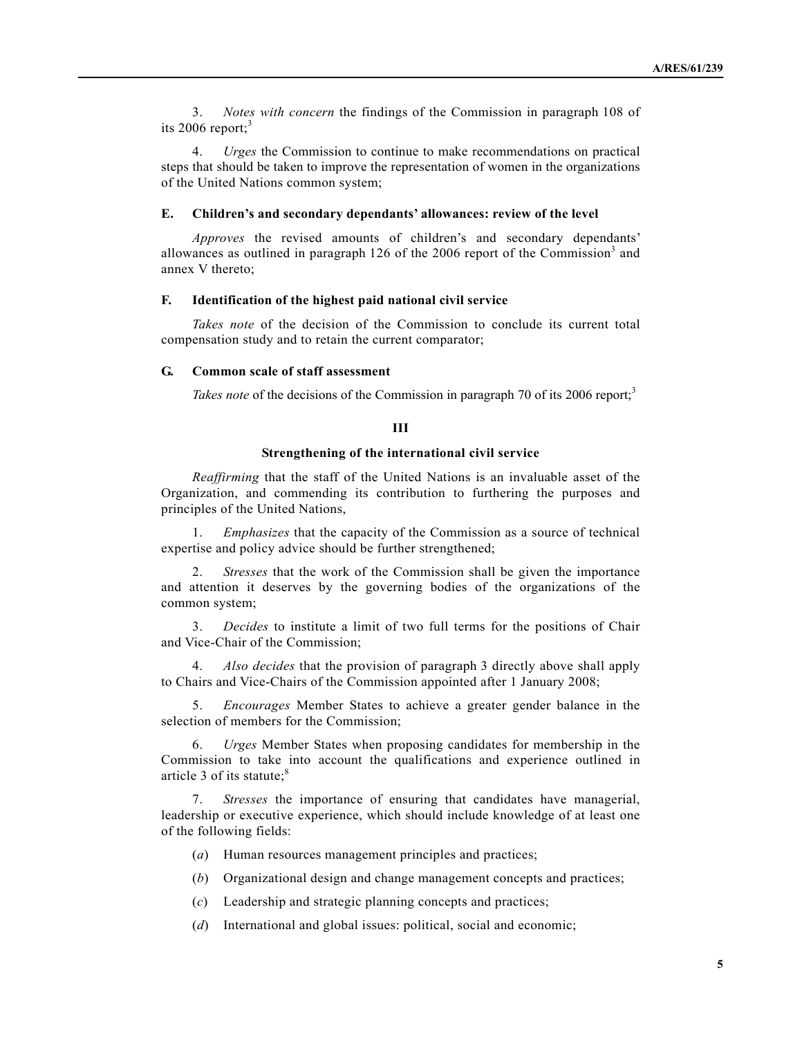3. *Notes with concern* the findings of the Commission in paragraph 108 of its 2006 report;[3]

4. *Urges* the Commission to continue to make recommendations on practical steps that should be taken to improve the representation of women in the organizations of the United Nations common system;

### E. Children's and secondary dependants' allowances: review of the level

*Approves* the revised amounts of children's and secondary dependants' allowances as outlined in paragraph 126 of the 2006 report of the Commission[3] and annex V thereto;

### F. Identification of the highest paid national civil service

*Takes note* of the decision of the Commission to conclude its current total compensation study and to retain the current comparator;

### G. Common scale of staff assessment

*Takes note* of the decisions of the Commission in paragraph 70 of its 2006 report;[3]

## III

## Strengthening of the international civil service

*Reaffirming* that the staff of the United Nations is an invaluable asset of the Organization, and commending its contribution to furthering the purposes and principles of the United Nations,

1. *Emphasizes* that the capacity of the Commission as a source of technical expertise and policy advice should be further strengthened;

2. *Stresses* that the work of the Commission shall be given the importance and attention it deserves by the governing bodies of the organizations of the common system;

3. *Decides* to institute a limit of two full terms for the positions of Chair and Vice-Chair of the Commission;

4. *Also decides* that the provision of paragraph 3 directly above shall apply to Chairs and Vice-Chairs of the Commission appointed after 1 January 2008;

5. *Encourages* Member States to achieve a greater gender balance in the selection of members for the Commission;

6. *Urges* Member States when proposing candidates for membership in the Commission to take into account the qualifications and experience outlined in article 3 of its statute;[8]

7. *Stresses* the importance of ensuring that candidates have managerial, leadership or executive experience, which should include knowledge of at least one of the following fields:

(*a*) Human resources management principles and practices;

(*b*) Organizational design and change management concepts and practices;

(*c*) Leadership and strategic planning concepts and practices;

(*d*) International and global issues: political, social and economic;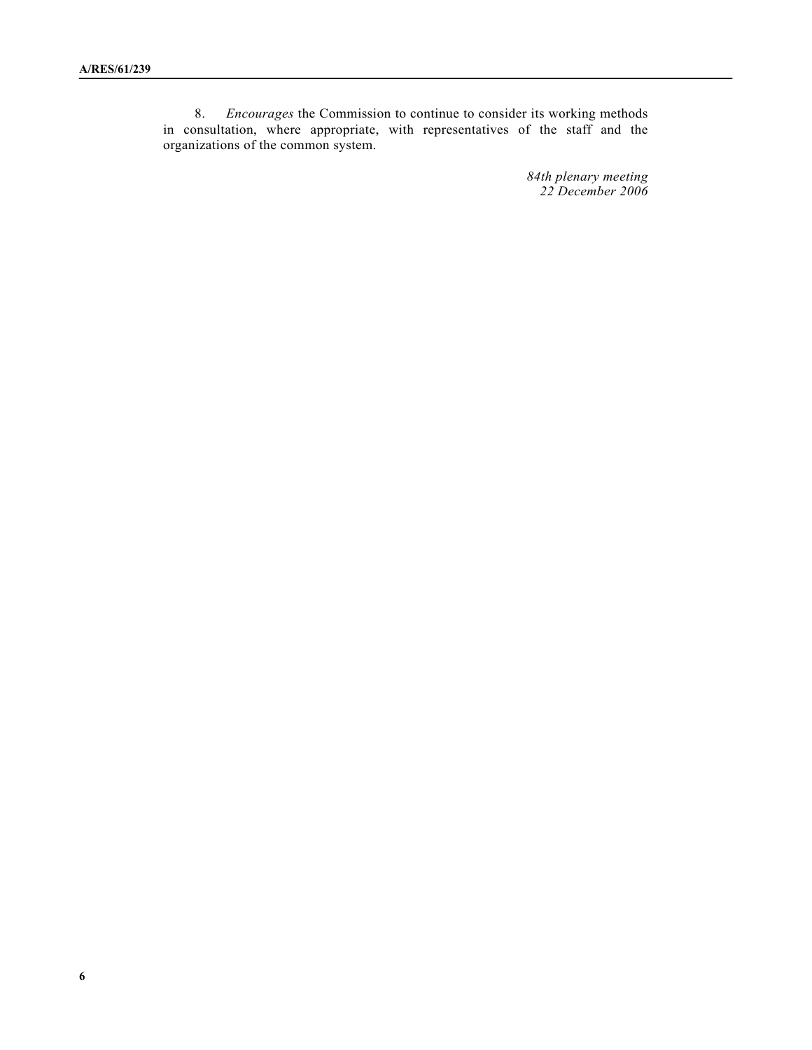8. *Encourages* the Commission to continue to consider its working methods in consultation, where appropriate, with representatives of the staff and the organizations of the common system.

*84th plenary meeting*
*22 December 2006*